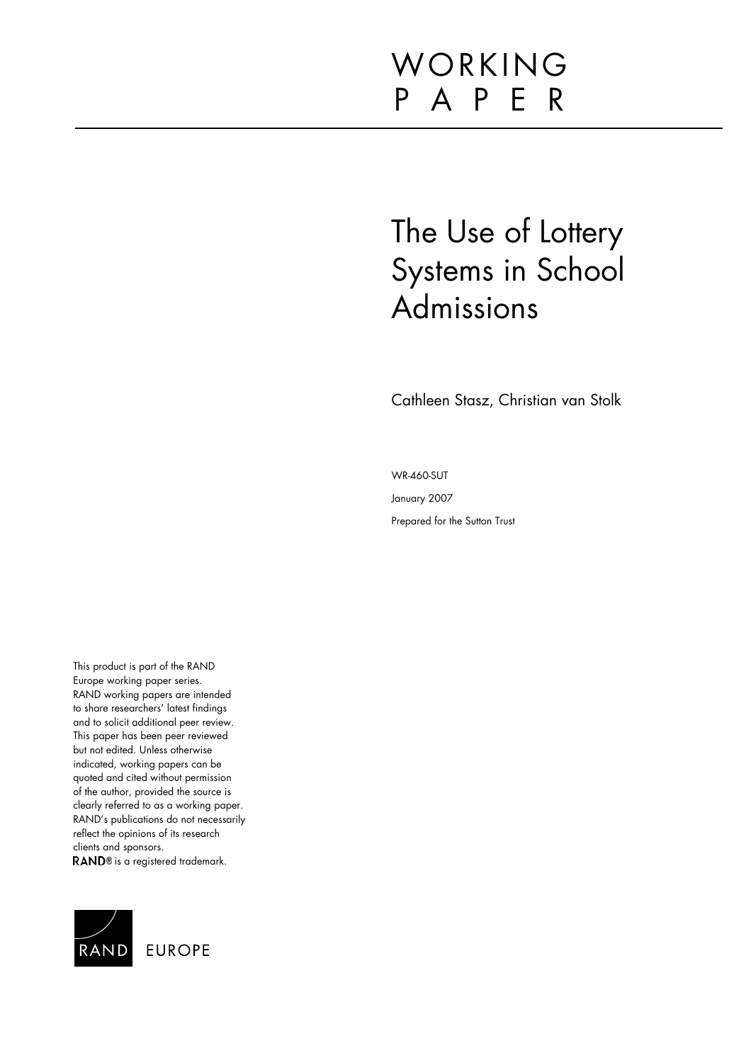WORKING PAPER

# The Use of Lottery Systems in School Admissions

Cathleen Stasz, Christian van Stolk

WR-460-SUT

January 2007

Prepared for the Sutton Trust

This product is part of the RAND Europe working paper series. RAND working papers are intended to share researchers' latest findings and to solicit additional peer review. This paper has been peer reviewed but not edited. Unless otherwise indicated, working papers can be quoted and cited without permission of the author, provided the source is clearly referred to as a working paper. RAND's publications do not necessarily reflect the opinions of its research clients and sponsors.

**RAND**® is a registered trademark.

RAND EUROPE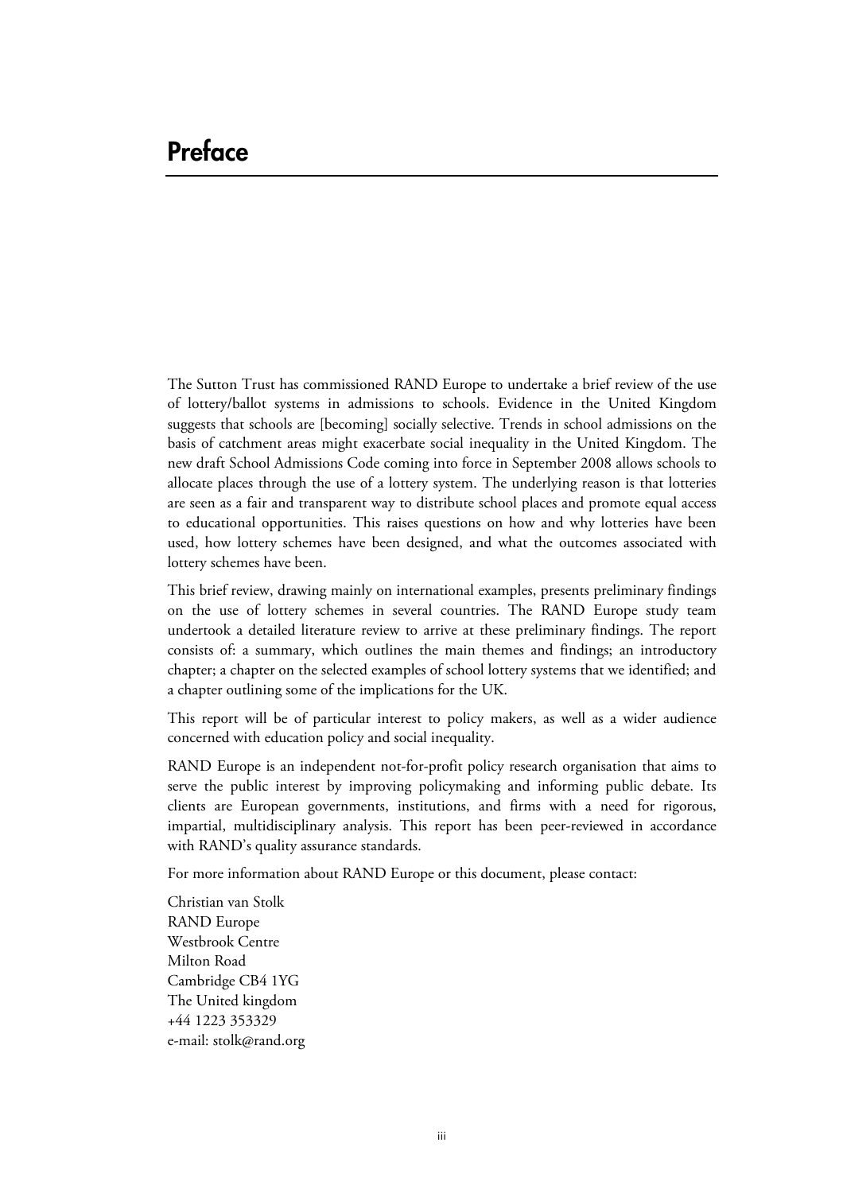# Preface

The Sutton Trust has commissioned RAND Europe to undertake a brief review of the use of lottery/ballot systems in admissions to schools. Evidence in the United Kingdom suggests that schools are [becoming] socially selective. Trends in school admissions on the basis of catchment areas might exacerbate social inequality in the United Kingdom. The new draft School Admissions Code coming into force in September 2008 allows schools to allocate places through the use of a lottery system. The underlying reason is that lotteries are seen as a fair and transparent way to distribute school places and promote equal access to educational opportunities. This raises questions on how and why lotteries have been used, how lottery schemes have been designed, and what the outcomes associated with lottery schemes have been.

This brief review, drawing mainly on international examples, presents preliminary findings on the use of lottery schemes in several countries. The RAND Europe study team undertook a detailed literature review to arrive at these preliminary findings. The report consists of: a summary, which outlines the main themes and findings; an introductory chapter; a chapter on the selected examples of school lottery systems that we identified; and a chapter outlining some of the implications for the UK.

This report will be of particular interest to policy makers, as well as a wider audience concerned with education policy and social inequality.

RAND Europe is an independent not-for-profit policy research organisation that aims to serve the public interest by improving policymaking and informing public debate. Its clients are European governments, institutions, and firms with a need for rigorous, impartial, multidisciplinary analysis. This report has been peer-reviewed in accordance with RAND's quality assurance standards.

For more information about RAND Europe or this document, please contact:

Christian van Stolk  
RAND Europe  
Westbrook Centre  
Milton Road  
Cambridge CB4 1YG  
The United kingdom  
+44 1223 353329  
e-mail: stolk@rand.org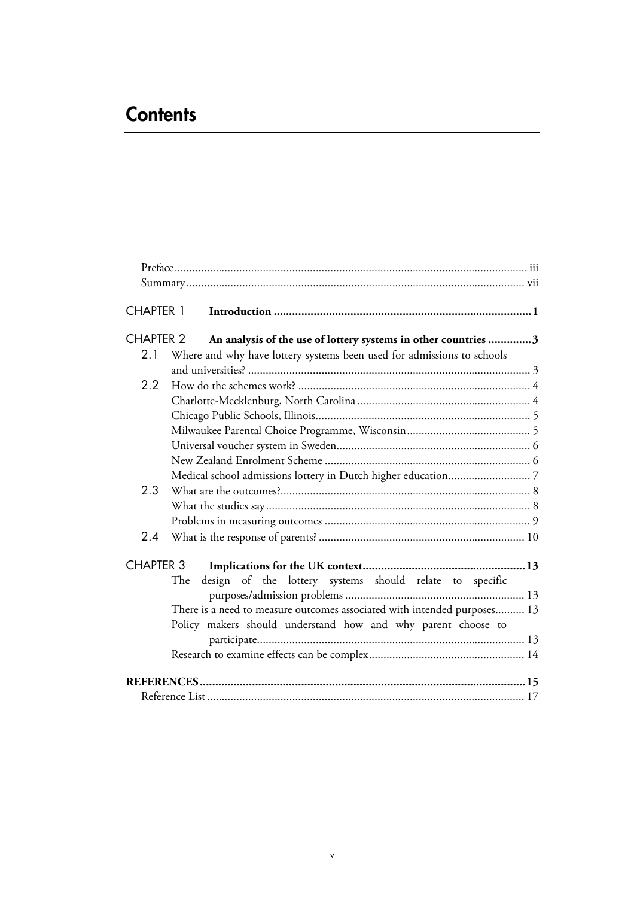# Contents

Preface ........................................................................................................................ iii

Summary ................................................................................................................... vii

CHAPTER 1 **Introduction ..................................................................................1**

CHAPTER 2 **An analysis of the use of lottery systems in other countries ..............3**

2.1 Where and why have lottery systems been used for admissions to schools and universities? ............................................................................................... 3

2.2 How do the schemes work? .............................................................................. 4

Charlotte-Mecklenburg, North Carolina ........................................................... 4

Chicago Public Schools, Illinois........................................................................ 5

Milwaukee Parental Choice Programme, Wisconsin.......................................... 5

Universal voucher system in Sweden................................................................. 6

New Zealand Enrolment Scheme ..................................................................... 6

Medical school admissions lottery in Dutch higher education............................ 7

2.3 What are the outcomes?.................................................................................... 8

What the studies say......................................................................................... 8

Problems in measuring outcomes ..................................................................... 9

2.4 What is the response of parents? ..................................................................... 10

CHAPTER 3 **Implications for the UK context.....................................................13**

The design of the lottery systems should relate to specific purposes/admission problems ............................................................ 13

There is a need to measure outcomes associated with intended purposes.......... 13

Policy makers should understand how and why parent choose to participate.......................................................................................... 13

Research to examine effects can be complex.................................................... 14

**REFERENCES.........................................................................................................15**

Reference List .......................................................................................................... 17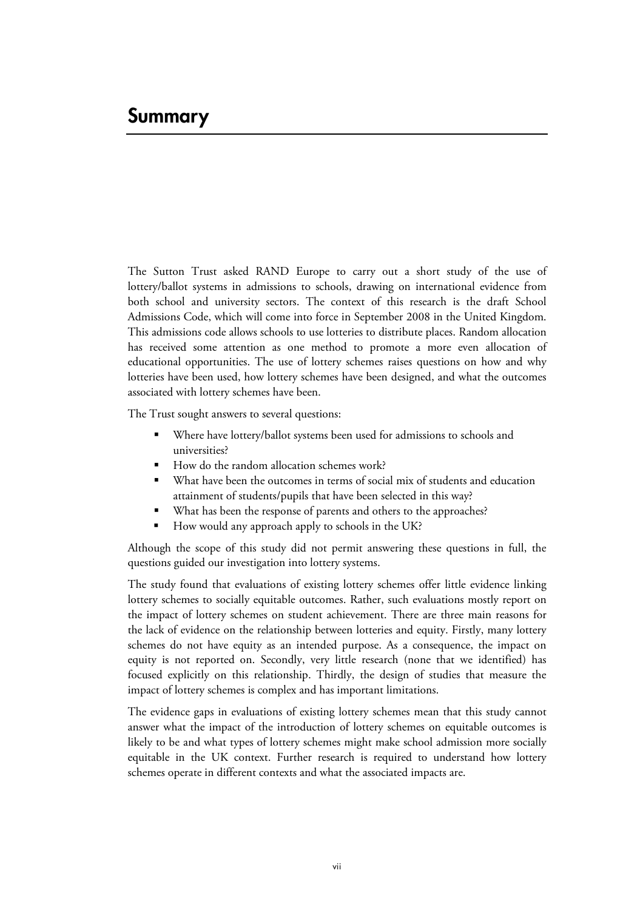# Summary

The Sutton Trust asked RAND Europe to carry out a short study of the use of lottery/ballot systems in admissions to schools, drawing on international evidence from both school and university sectors. The context of this research is the draft School Admissions Code, which will come into force in September 2008 in the United Kingdom. This admissions code allows schools to use lotteries to distribute places. Random allocation has received some attention as one method to promote a more even allocation of educational opportunities. The use of lottery schemes raises questions on how and why lotteries have been used, how lottery schemes have been designed, and what the outcomes associated with lottery schemes have been.

The Trust sought answers to several questions:

- Where have lottery/ballot systems been used for admissions to schools and universities?
- How do the random allocation schemes work?
- What have been the outcomes in terms of social mix of students and education attainment of students/pupils that have been selected in this way?
- What has been the response of parents and others to the approaches?
- How would any approach apply to schools in the UK?

Although the scope of this study did not permit answering these questions in full, the questions guided our investigation into lottery systems.

The study found that evaluations of existing lottery schemes offer little evidence linking lottery schemes to socially equitable outcomes. Rather, such evaluations mostly report on the impact of lottery schemes on student achievement. There are three main reasons for the lack of evidence on the relationship between lotteries and equity. Firstly, many lottery schemes do not have equity as an intended purpose. As a consequence, the impact on equity is not reported on. Secondly, very little research (none that we identified) has focused explicitly on this relationship. Thirdly, the design of studies that measure the impact of lottery schemes is complex and has important limitations.

The evidence gaps in evaluations of existing lottery schemes mean that this study cannot answer what the impact of the introduction of lottery schemes on equitable outcomes is likely to be and what types of lottery schemes might make school admission more socially equitable in the UK context. Further research is required to understand how lottery schemes operate in different contexts and what the associated impacts are.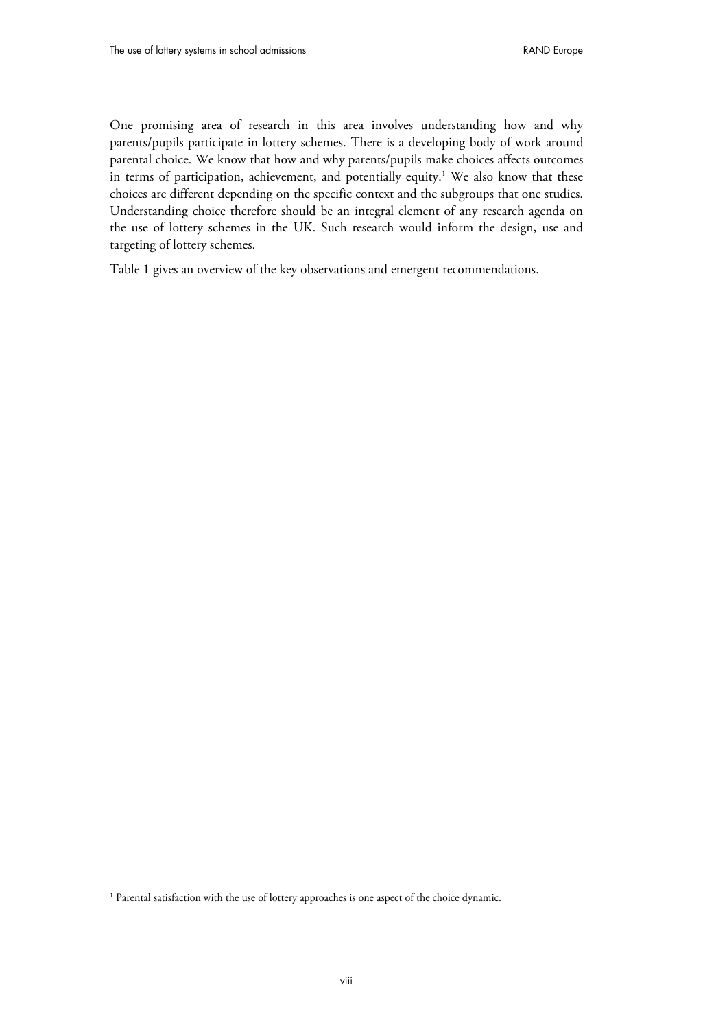One promising area of research in this area involves understanding how and why parents/pupils participate in lottery schemes. There is a developing body of work around parental choice. We know that how and why parents/pupils make choices affects outcomes in terms of participation, achievement, and potentially equity.[1] We also know that these choices are different depending on the specific context and the subgroups that one studies. Understanding choice therefore should be an integral element of any research agenda on the use of lottery schemes in the UK. Such research would inform the design, use and targeting of lottery schemes.

Table 1 gives an overview of the key observations and emergent recommendations.

[1] Parental satisfaction with the use of lottery approaches is one aspect of the choice dynamic.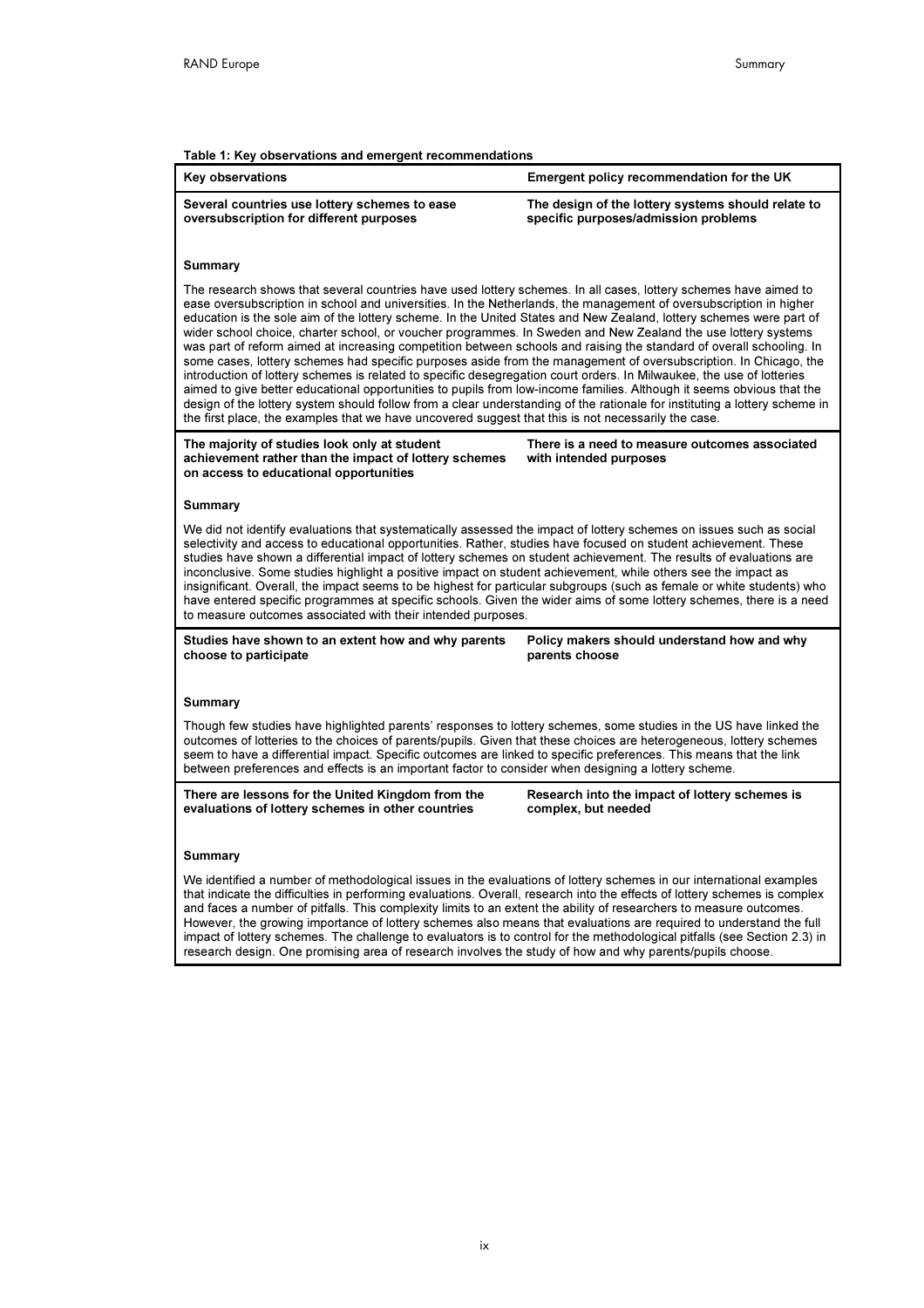**Table 1: Key observations and emergent recommendations**

| Key observations | Emergent policy recommendation for the UK |
|---|---|
| **Several countries use lottery schemes to ease oversubscription for different purposes** | **The design of the lottery systems should relate to specific purposes/admission problems** |
| **Summary**<br><br>The research shows that several countries have used lottery schemes. In all cases, lottery schemes have aimed to ease oversubscription in school and universities. In the Netherlands, the management of oversubscription in higher education is the sole aim of the lottery scheme. In the United States and New Zealand, lottery schemes were part of wider school choice, charter school, or voucher programmes. In Sweden and New Zealand the use lottery systems was part of reform aimed at increasing competition between schools and raising the standard of overall schooling. In some cases, lottery schemes had specific purposes aside from the management of oversubscription. In Chicago, the introduction of lottery schemes is related to specific desegregation court orders. In Milwaukee, the use of lotteries aimed to give better educational opportunities to pupils from low-income families. Although it seems obvious that the design of the lottery system should follow from a clear understanding of the rationale for instituting a lottery scheme in the first place, the examples that we have uncovered suggest that this is not necessarily the case. | |
| **The majority of studies look only at student achievement rather than the impact of lottery schemes on access to educational opportunities** | **There is a need to measure outcomes associated with intended purposes** |
| **Summary**<br><br>We did not identify evaluations that systematically assessed the impact of lottery schemes on issues such as social selectivity and access to educational opportunities. Rather, studies have focused on student achievement. These studies have shown a differential impact of lottery schemes on student achievement. The results of evaluations are inconclusive. Some studies highlight a positive impact on student achievement, while others see the impact as insignificant. Overall, the impact seems to be highest for particular subgroups (such as female or white students) who have entered specific programmes at specific schools. Given the wider aims of some lottery schemes, there is a need to measure outcomes associated with their intended purposes. | |
| **Studies have shown to an extent how and why parents choose to participate** | **Policy makers should understand how and why parents choose** |
| **Summary**<br><br>Though few studies have highlighted parents' responses to lottery schemes, some studies in the US have linked the outcomes of lotteries to the choices of parents/pupils. Given that these choices are heterogeneous, lottery schemes seem to have a differential impact. Specific outcomes are linked to specific preferences. This means that the link between preferences and effects is an important factor to consider when designing a lottery scheme. | |
| **There are lessons for the United Kingdom from the evaluations of lottery schemes in other countries** | **Research into the impact of lottery schemes is complex, but needed** |
| **Summary**<br><br>We identified a number of methodological issues in the evaluations of lottery schemes in our international examples that indicate the difficulties in performing evaluations. Overall, research into the effects of lottery schemes is complex and faces a number of pitfalls. This complexity limits to an extent the ability of researchers to measure outcomes. However, the growing importance of lottery schemes also means that evaluations are required to understand the full impact of lottery schemes. The challenge to evaluators is to control for the methodological pitfalls (see Section 2.3) in research design. One promising area of research involves the study of how and why parents/pupils choose. | |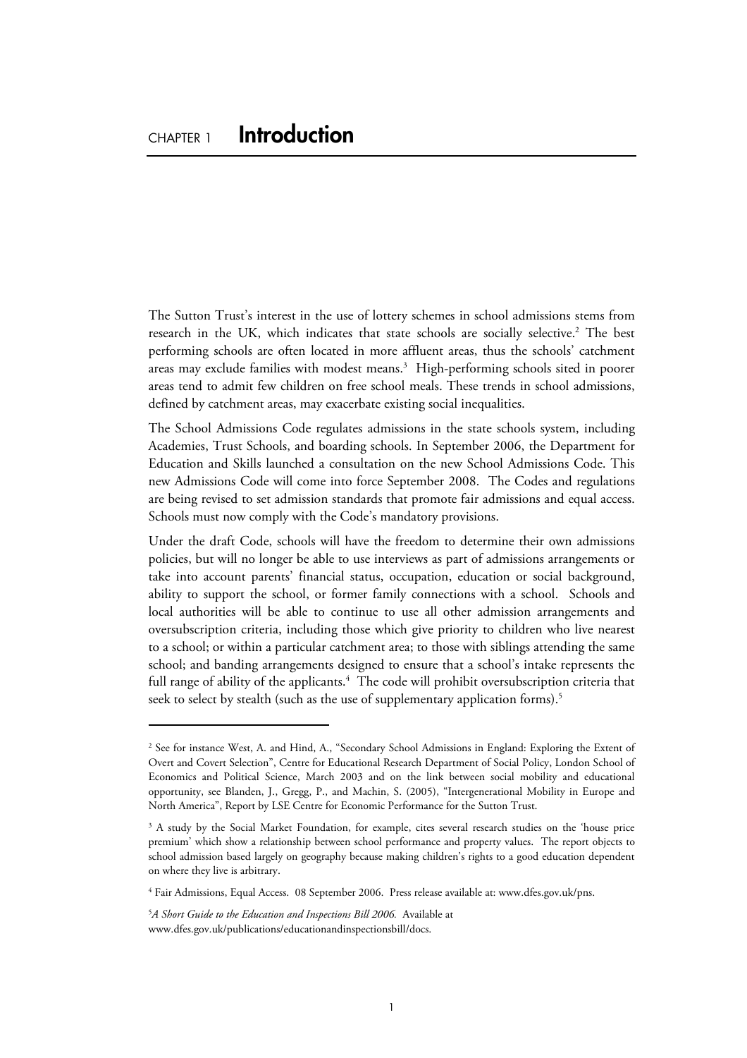# CHAPTER 1 **Introduction**

The Sutton Trust's interest in the use of lottery schemes in school admissions stems from research in the UK, which indicates that state schools are socially selective.[2] The best performing schools are often located in more affluent areas, thus the schools' catchment areas may exclude families with modest means.[3] High-performing schools sited in poorer areas tend to admit few children on free school meals. These trends in school admissions, defined by catchment areas, may exacerbate existing social inequalities.

The School Admissions Code regulates admissions in the state schools system, including Academies, Trust Schools, and boarding schools. In September 2006, the Department for Education and Skills launched a consultation on the new School Admissions Code. This new Admissions Code will come into force September 2008. The Codes and regulations are being revised to set admission standards that promote fair admissions and equal access. Schools must now comply with the Code's mandatory provisions.

Under the draft Code, schools will have the freedom to determine their own admissions policies, but will no longer be able to use interviews as part of admissions arrangements or take into account parents' financial status, occupation, education or social background, ability to support the school, or former family connections with a school. Schools and local authorities will be able to continue to use all other admission arrangements and oversubscription criteria, including those which give priority to children who live nearest to a school; or within a particular catchment area; to those with siblings attending the same school; and banding arrangements designed to ensure that a school's intake represents the full range of ability of the applicants.[4] The code will prohibit oversubscription criteria that seek to select by stealth (such as the use of supplementary application forms).[5]

---

[2] See for instance West, A. and Hind, A., "Secondary School Admissions in England: Exploring the Extent of Overt and Covert Selection", Centre for Educational Research Department of Social Policy, London School of Economics and Political Science, March 2003 and on the link between social mobility and educational opportunity, see Blanden, J., Gregg, P., and Machin, S. (2005), "Intergenerational Mobility in Europe and North America", Report by LSE Centre for Economic Performance for the Sutton Trust.

[3] A study by the Social Market Foundation, for example, cites several research studies on the 'house price premium' which show a relationship between school performance and property values. The report objects to school admission based largely on geography because making children's rights to a good education dependent on where they live is arbitrary.

[4] Fair Admissions, Equal Access. 08 September 2006. Press release available at: www.dfes.gov.uk/pns.

[5] *A Short Guide to the Education and Inspections Bill 2006.* Available at www.dfes.gov.uk/publications/educationandinspectionsbill/docs.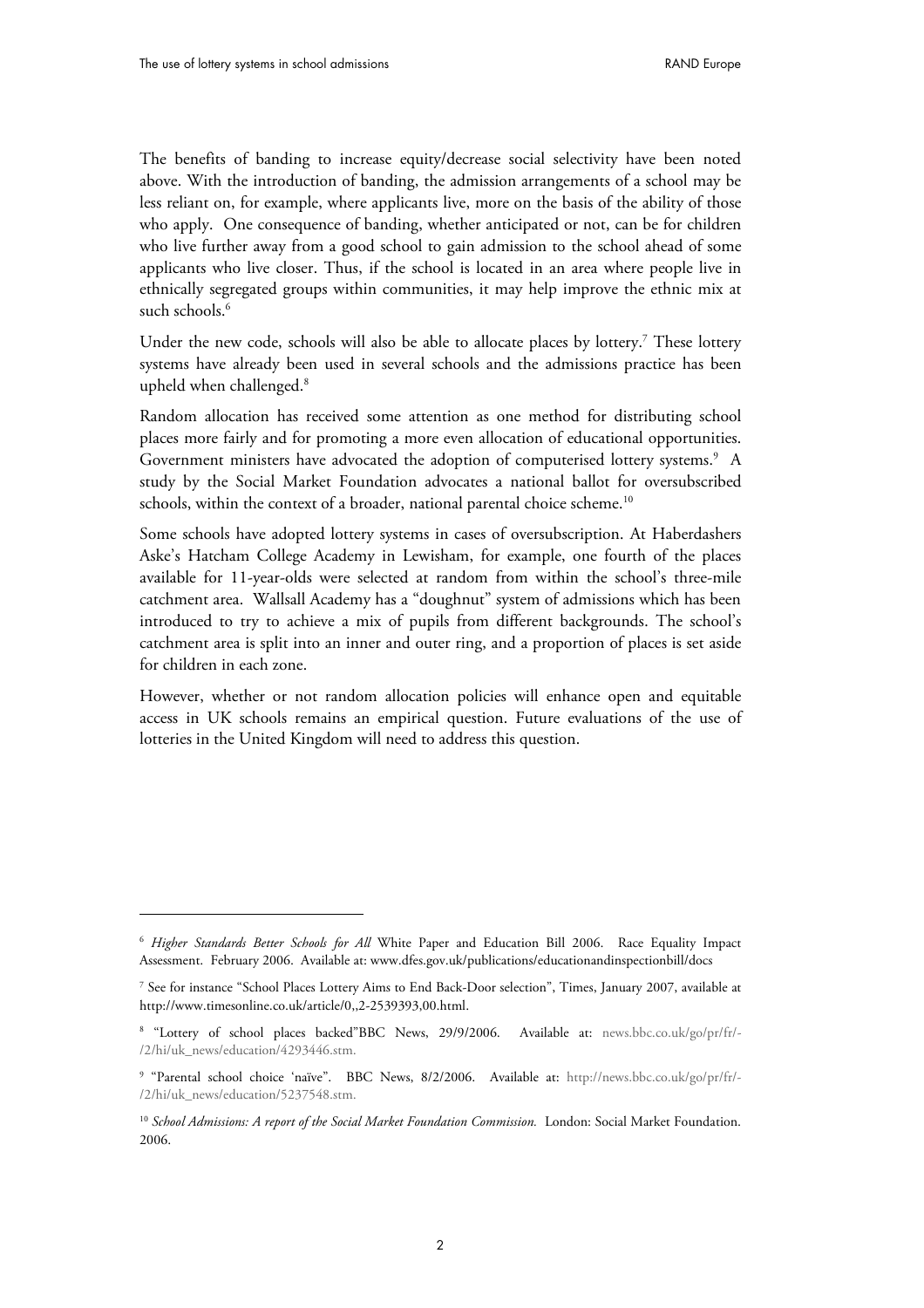The benefits of banding to increase equity/decrease social selectivity have been noted above. With the introduction of banding, the admission arrangements of a school may be less reliant on, for example, where applicants live, more on the basis of the ability of those who apply. One consequence of banding, whether anticipated or not, can be for children who live further away from a good school to gain admission to the school ahead of some applicants who live closer. Thus, if the school is located in an area where people live in ethnically segregated groups within communities, it may help improve the ethnic mix at such schools.[6]

Under the new code, schools will also be able to allocate places by lottery.[7] These lottery systems have already been used in several schools and the admissions practice has been upheld when challenged.[8]

Random allocation has received some attention as one method for distributing school places more fairly and for promoting a more even allocation of educational opportunities. Government ministers have advocated the adoption of computerised lottery systems.[9] A study by the Social Market Foundation advocates a national ballot for oversubscribed schools, within the context of a broader, national parental choice scheme.[10]

Some schools have adopted lottery systems in cases of oversubscription. At Haberdashers Aske's Hatcham College Academy in Lewisham, for example, one fourth of the places available for 11-year-olds were selected at random from within the school's three-mile catchment area. Wallsall Academy has a "doughnut" system of admissions which has been introduced to try to achieve a mix of pupils from different backgrounds. The school's catchment area is split into an inner and outer ring, and a proportion of places is set aside for children in each zone.

However, whether or not random allocation policies will enhance open and equitable access in UK schools remains an empirical question. Future evaluations of the use of lotteries in the United Kingdom will need to address this question.

---

[6] *Higher Standards Better Schools for All* White Paper and Education Bill 2006. Race Equality Impact Assessment. February 2006. Available at: www.dfes.gov.uk/publications/educationandinspectionbill/docs

[7] See for instance "School Places Lottery Aims to End Back-Door selection", Times, January 2007, available at http://www.timesonline.co.uk/article/0,,2-2539393,00.html.

[8] "Lottery of school places backed"BBC News, 29/9/2006. Available at: news.bbc.co.uk/go/pr/fr/-/2/hi/uk_news/education/4293446.stm.

[9] "Parental school choice 'naïve". BBC News, 8/2/2006. Available at: http://news.bbc.co.uk/go/pr/fr/-/2/hi/uk_news/education/5237548.stm.

[10] *School Admissions: A report of the Social Market Foundation Commission.* London: Social Market Foundation. 2006.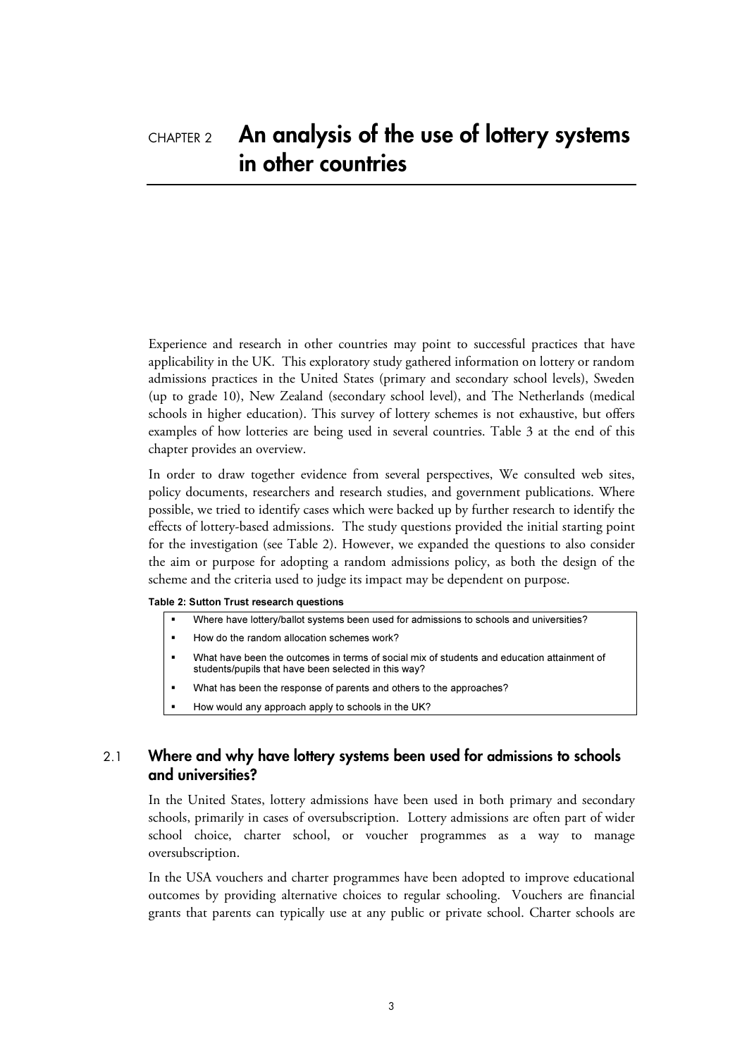# CHAPTER 2 An analysis of the use of lottery systems in other countries

Experience and research in other countries may point to successful practices that have applicability in the UK. This exploratory study gathered information on lottery or random admissions practices in the United States (primary and secondary school levels), Sweden (up to grade 10), New Zealand (secondary school level), and The Netherlands (medical schools in higher education). This survey of lottery schemes is not exhaustive, but offers examples of how lotteries are being used in several countries. Table 3 at the end of this chapter provides an overview.

In order to draw together evidence from several perspectives, We consulted web sites, policy documents, researchers and research studies, and government publications. Where possible, we tried to identify cases which were backed up by further research to identify the effects of lottery-based admissions. The study questions provided the initial starting point for the investigation (see Table 2). However, we expanded the questions to also consider the aim or purpose for adopting a random admissions policy, as both the design of the scheme and the criteria used to judge its impact may be dependent on purpose.

**Table 2: Sutton Trust research questions**

- Where have lottery/ballot systems been used for admissions to schools and universities?
- How do the random allocation schemes work?
- What have been the outcomes in terms of social mix of students and education attainment of students/pupils that have been selected in this way?
- What has been the response of parents and others to the approaches?
- How would any approach apply to schools in the UK?

## 2.1 Where and why have lottery systems been used for admissions to schools and universities?

In the United States, lottery admissions have been used in both primary and secondary schools, primarily in cases of oversubscription. Lottery admissions are often part of wider school choice, charter school, or voucher programmes as a way to manage oversubscription.

In the USA vouchers and charter programmes have been adopted to improve educational outcomes by providing alternative choices to regular schooling. Vouchers are financial grants that parents can typically use at any public or private school. Charter schools are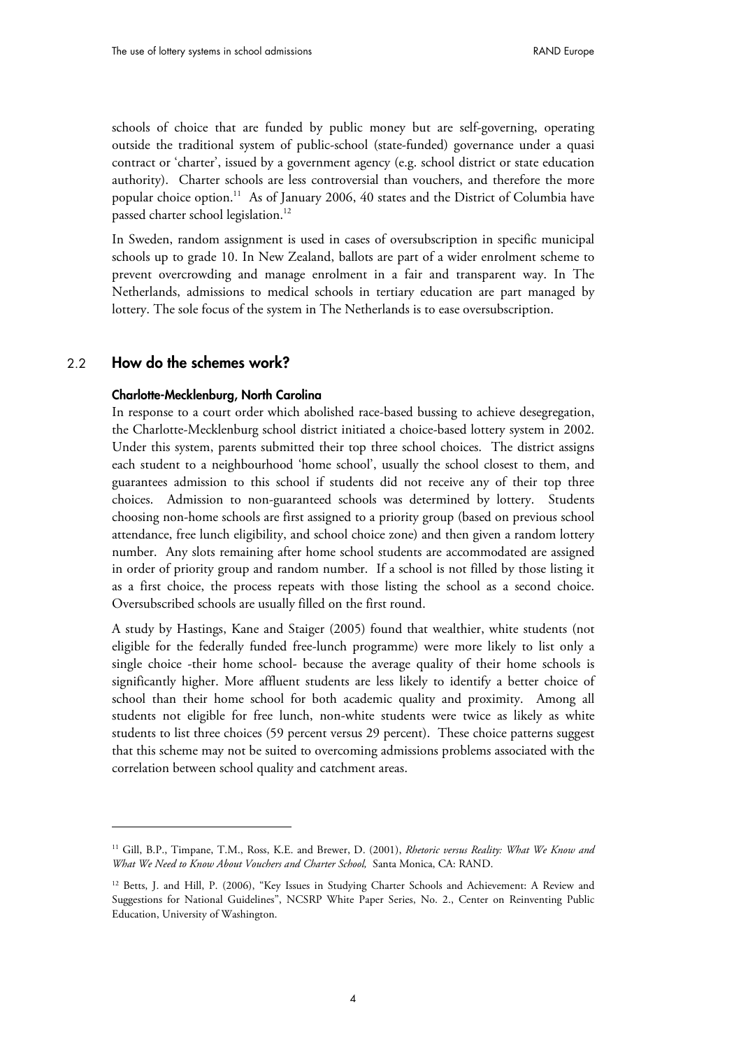schools of choice that are funded by public money but are self-governing, operating outside the traditional system of public-school (state-funded) governance under a quasi contract or 'charter', issued by a government agency (e.g. school district or state education authority). Charter schools are less controversial than vouchers, and therefore the more popular choice option.[11] As of January 2006, 40 states and the District of Columbia have passed charter school legislation.[12]

In Sweden, random assignment is used in cases of oversubscription in specific municipal schools up to grade 10. In New Zealand, ballots are part of a wider enrolment scheme to prevent overcrowding and manage enrolment in a fair and transparent way. In The Netherlands, admissions to medical schools in tertiary education are part managed by lottery. The sole focus of the system in The Netherlands is to ease oversubscription.

## 2.2 How do the schemes work?

### Charlotte-Mecklenburg, North Carolina

In response to a court order which abolished race-based bussing to achieve desegregation, the Charlotte-Mecklenburg school district initiated a choice-based lottery system in 2002. Under this system, parents submitted their top three school choices. The district assigns each student to a neighbourhood 'home school', usually the school closest to them, and guarantees admission to this school if students did not receive any of their top three choices. Admission to non-guaranteed schools was determined by lottery. Students choosing non-home schools are first assigned to a priority group (based on previous school attendance, free lunch eligibility, and school choice zone) and then given a random lottery number. Any slots remaining after home school students are accommodated are assigned in order of priority group and random number. If a school is not filled by those listing it as a first choice, the process repeats with those listing the school as a second choice. Oversubscribed schools are usually filled on the first round.

A study by Hastings, Kane and Staiger (2005) found that wealthier, white students (not eligible for the federally funded free-lunch programme) were more likely to list only a single choice -their home school- because the average quality of their home schools is significantly higher. More affluent students are less likely to identify a better choice of school than their home school for both academic quality and proximity. Among all students not eligible for free lunch, non-white students were twice as likely as white students to list three choices (59 percent versus 29 percent). These choice patterns suggest that this scheme may not be suited to overcoming admissions problems associated with the correlation between school quality and catchment areas.

---

[11] Gill, B.P., Timpane, T.M., Ross, K.E. and Brewer, D. (2001), *Rhetoric versus Reality: What We Know and What We Need to Know About Vouchers and Charter School,* Santa Monica, CA: RAND.

[12] Betts, J. and Hill, P. (2006), "Key Issues in Studying Charter Schools and Achievement: A Review and Suggestions for National Guidelines", NCSRP White Paper Series, No. 2., Center on Reinventing Public Education, University of Washington.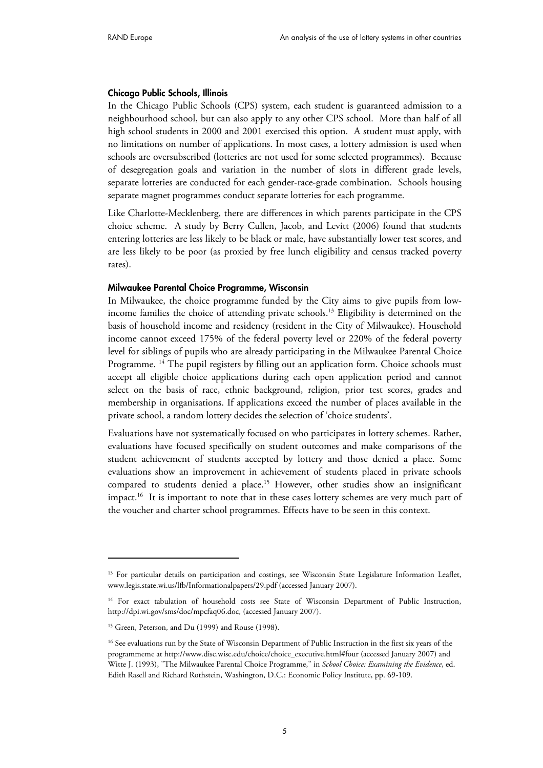### Chicago Public Schools, Illinois

In the Chicago Public Schools (CPS) system, each student is guaranteed admission to a neighbourhood school, but can also apply to any other CPS school. More than half of all high school students in 2000 and 2001 exercised this option. A student must apply, with no limitations on number of applications. In most cases, a lottery admission is used when schools are oversubscribed (lotteries are not used for some selected programmes). Because of desegregation goals and variation in the number of slots in different grade levels, separate lotteries are conducted for each gender-race-grade combination. Schools housing separate magnet programmes conduct separate lotteries for each programme.

Like Charlotte-Mecklenberg, there are differences in which parents participate in the CPS choice scheme. A study by Berry Cullen, Jacob, and Levitt (2006) found that students entering lotteries are less likely to be black or male, have substantially lower test scores, and are less likely to be poor (as proxied by free lunch eligibility and census tracked poverty rates).

### Milwaukee Parental Choice Programme, Wisconsin

In Milwaukee, the choice programme funded by the City aims to give pupils from low-income families the choice of attending private schools.[13] Eligibility is determined on the basis of household income and residency (resident in the City of Milwaukee). Household income cannot exceed 175% of the federal poverty level or 220% of the federal poverty level for siblings of pupils who are already participating in the Milwaukee Parental Choice Programme. [14] The pupil registers by filling out an application form. Choice schools must accept all eligible choice applications during each open application period and cannot select on the basis of race, ethnic background, religion, prior test scores, grades and membership in organisations. If applications exceed the number of places available in the private school, a random lottery decides the selection of 'choice students'.

Evaluations have not systematically focused on who participates in lottery schemes. Rather, evaluations have focused specifically on student outcomes and make comparisons of the student achievement of students accepted by lottery and those denied a place. Some evaluations show an improvement in achievement of students placed in private schools compared to students denied a place.[15] However, other studies show an insignificant impact.[16] It is important to note that in these cases lottery schemes are very much part of the voucher and charter school programmes. Effects have to be seen in this context.

---

[13] For particular details on participation and costings, see Wisconsin State Legislature Information Leaflet, www.legis.state.wi.us/lfb/Informationalpapers/29.pdf (accessed January 2007).

[14] For exact tabulation of household costs see State of Wisconsin Department of Public Instruction, http://dpi.wi.gov/sms/doc/mpcfaq06.doc, (accessed January 2007).

[15] Green, Peterson, and Du (1999) and Rouse (1998).

[16] See evaluations run by the State of Wisconsin Department of Public Instruction in the first six years of the programmeme at http://www.disc.wisc.edu/choice/choice_executive.html#four (accessed January 2007) and Witte J. (1993), "The Milwaukee Parental Choice Programme," in *School Choice: Examining the Evidence*, ed. Edith Rasell and Richard Rothstein, Washington, D.C.: Economic Policy Institute, pp. 69-109.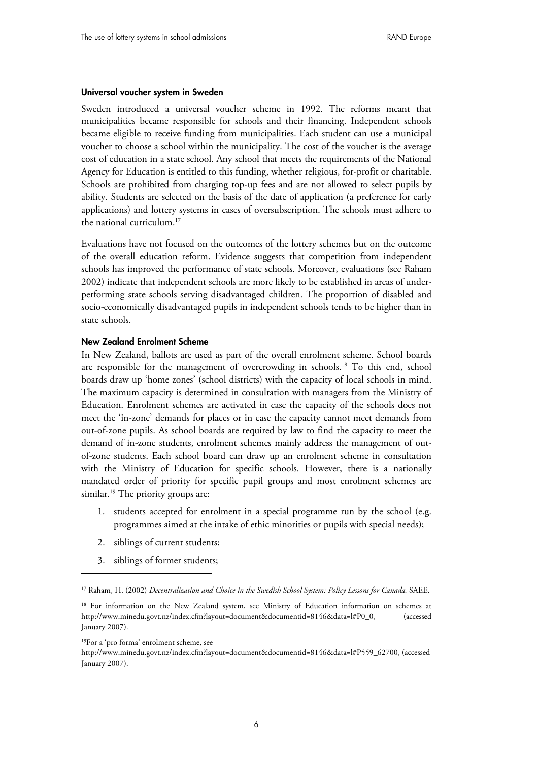#### Universal voucher system in Sweden

Sweden introduced a universal voucher scheme in 1992. The reforms meant that municipalities became responsible for schools and their financing. Independent schools became eligible to receive funding from municipalities. Each student can use a municipal voucher to choose a school within the municipality. The cost of the voucher is the average cost of education in a state school. Any school that meets the requirements of the National Agency for Education is entitled to this funding, whether religious, for-profit or charitable. Schools are prohibited from charging top-up fees and are not allowed to select pupils by ability. Students are selected on the basis of the date of application (a preference for early applications) and lottery systems in cases of oversubscription. The schools must adhere to the national curriculum.[17]

Evaluations have not focused on the outcomes of the lottery schemes but on the outcome of the overall education reform. Evidence suggests that competition from independent schools has improved the performance of state schools. Moreover, evaluations (see Raham 2002) indicate that independent schools are more likely to be established in areas of under-performing state schools serving disadvantaged children. The proportion of disabled and socio-economically disadvantaged pupils in independent schools tends to be higher than in state schools.

#### New Zealand Enrolment Scheme

In New Zealand, ballots are used as part of the overall enrolment scheme. School boards are responsible for the management of overcrowding in schools.[18] To this end, school boards draw up 'home zones' (school districts) with the capacity of local schools in mind. The maximum capacity is determined in consultation with managers from the Ministry of Education. Enrolment schemes are activated in case the capacity of the schools does not meet the 'in-zone' demands for places or in case the capacity cannot meet demands from out-of-zone pupils. As school boards are required by law to find the capacity to meet the demand of in-zone students, enrolment schemes mainly address the management of out-of-zone students. Each school board can draw up an enrolment scheme in consultation with the Ministry of Education for specific schools. However, there is a nationally mandated order of priority for specific pupil groups and most enrolment schemes are similar.[19] The priority groups are:

1. students accepted for enrolment in a special programme run by the school (e.g. programmes aimed at the intake of ethic minorities or pupils with special needs);
2. siblings of current students;
3. siblings of former students;

---

[17] Raham, H. (2002) *Decentralization and Choice in the Swedish School System: Policy Lessons for Canada.* SAEE.

[18] For information on the New Zealand system, see Ministry of Education information on schemes at http://www.minedu.govt.nz/index.cfm?layout=document&documentid=8146&data=l#P0_0, (accessed January 2007).

[19] For a 'pro forma' enrolment scheme, see http://www.minedu.govt.nz/index.cfm?layout=document&documentid=8146&data=l#P559_62700, (accessed January 2007).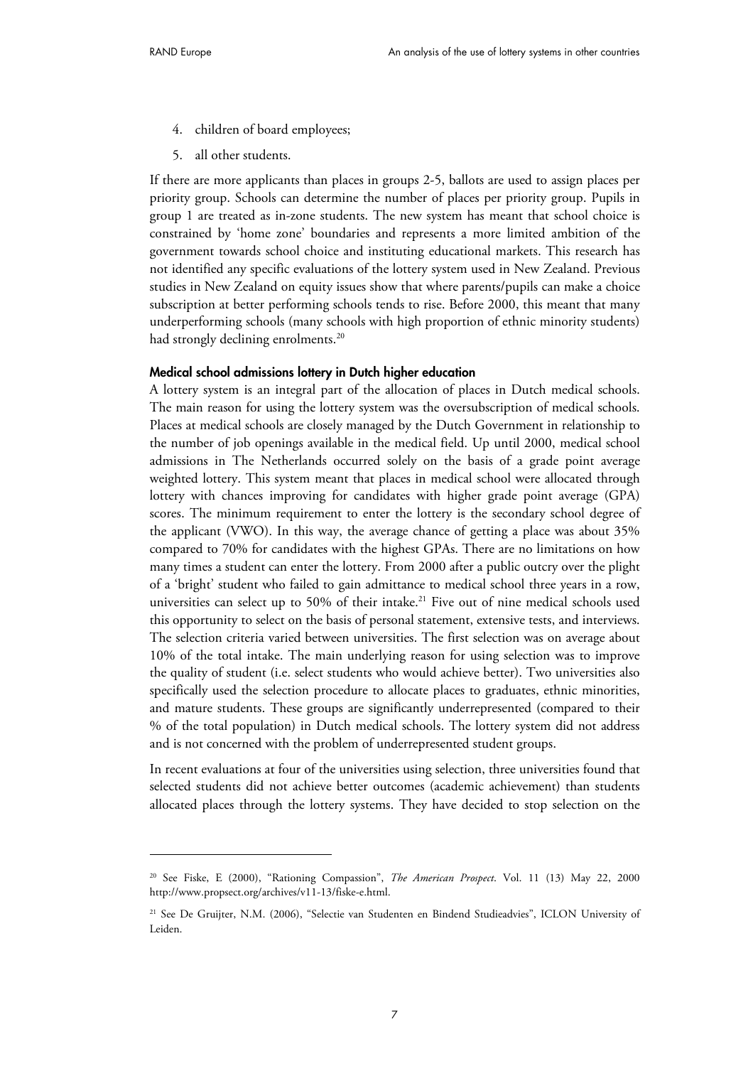4. children of board employees;
5. all other students.

If there are more applicants than places in groups 2-5, ballots are used to assign places per priority group. Schools can determine the number of places per priority group. Pupils in group 1 are treated as in-zone students. The new system has meant that school choice is constrained by 'home zone' boundaries and represents a more limited ambition of the government towards school choice and instituting educational markets. This research has not identified any specific evaluations of the lottery system used in New Zealand. Previous studies in New Zealand on equity issues show that where parents/pupils can make a choice subscription at better performing schools tends to rise. Before 2000, this meant that many underperforming schools (many schools with high proportion of ethnic minority students) had strongly declining enrolments.[20]

#### Medical school admissions lottery in Dutch higher education

A lottery system is an integral part of the allocation of places in Dutch medical schools. The main reason for using the lottery system was the oversubscription of medical schools. Places at medical schools are closely managed by the Dutch Government in relationship to the number of job openings available in the medical field. Up until 2000, medical school admissions in The Netherlands occurred solely on the basis of a grade point average weighted lottery. This system meant that places in medical school were allocated through lottery with chances improving for candidates with higher grade point average (GPA) scores. The minimum requirement to enter the lottery is the secondary school degree of the applicant (VWO). In this way, the average chance of getting a place was about 35% compared to 70% for candidates with the highest GPAs. There are no limitations on how many times a student can enter the lottery. From 2000 after a public outcry over the plight of a 'bright' student who failed to gain admittance to medical school three years in a row, universities can select up to 50% of their intake.[21] Five out of nine medical schools used this opportunity to select on the basis of personal statement, extensive tests, and interviews. The selection criteria varied between universities. The first selection was on average about 10% of the total intake. The main underlying reason for using selection was to improve the quality of student (i.e. select students who would achieve better). Two universities also specifically used the selection procedure to allocate places to graduates, ethnic minorities, and mature students. These groups are significantly underrepresented (compared to their % of the total population) in Dutch medical schools. The lottery system did not address and is not concerned with the problem of underrepresented student groups.

In recent evaluations at four of the universities using selection, three universities found that selected students did not achieve better outcomes (academic achievement) than students allocated places through the lottery systems. They have decided to stop selection on the

---

[20] See Fiske, E (2000), "Rationing Compassion", *The American Prospect*. Vol. 11 (13) May 22, 2000 http://www.propsect.org/archives/v11-13/fiske-e.html.

[21] See De Gruijter, N.M. (2006), "Selectie van Studenten en Bindend Studieadvies", ICLON University of Leiden.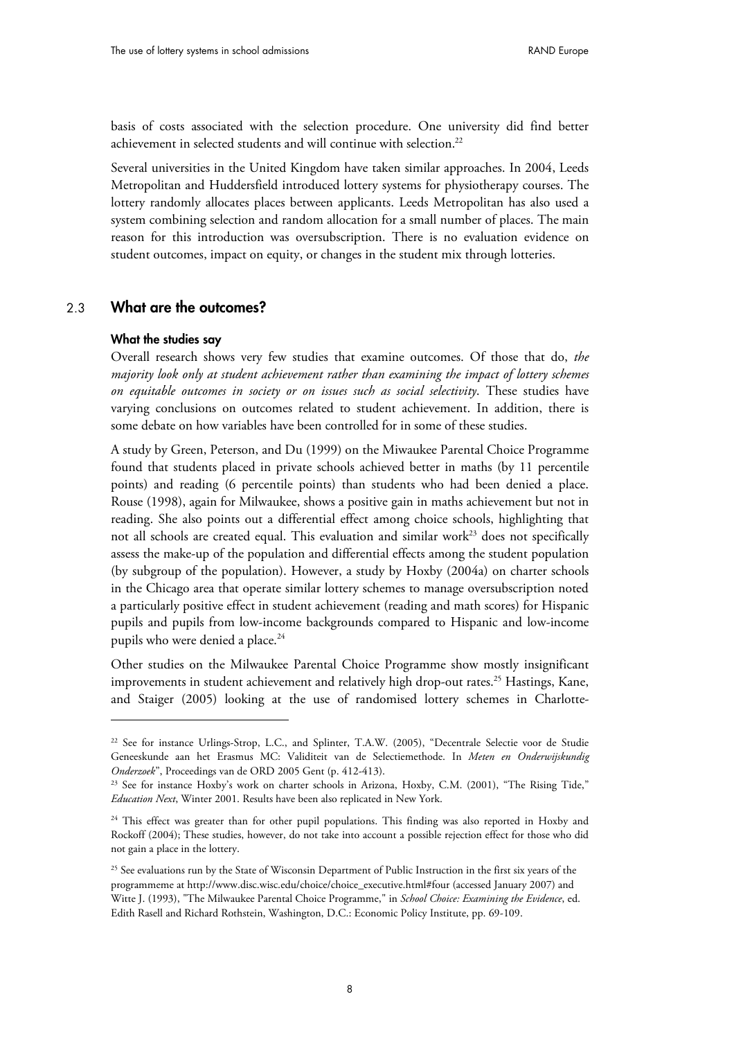basis of costs associated with the selection procedure. One university did find better achievement in selected students and will continue with selection.[22]

Several universities in the United Kingdom have taken similar approaches. In 2004, Leeds Metropolitan and Huddersfield introduced lottery systems for physiotherapy courses. The lottery randomly allocates places between applicants. Leeds Metropolitan has also used a system combining selection and random allocation for a small number of places. The main reason for this introduction was oversubscription. There is no evaluation evidence on student outcomes, impact on equity, or changes in the student mix through lotteries.

## 2.3 What are the outcomes?

### What the studies say

Overall research shows very few studies that examine outcomes. Of those that do, *the majority look only at student achievement rather than examining the impact of lottery schemes on equitable outcomes in society or on issues such as social selectivity*. These studies have varying conclusions on outcomes related to student achievement. In addition, there is some debate on how variables have been controlled for in some of these studies.

A study by Green, Peterson, and Du (1999) on the Miwaukee Parental Choice Programme found that students placed in private schools achieved better in maths (by 11 percentile points) and reading (6 percentile points) than students who had been denied a place. Rouse (1998), again for Milwaukee, shows a positive gain in maths achievement but not in reading. She also points out a differential effect among choice schools, highlighting that not all schools are created equal. This evaluation and similar work[23] does not specifically assess the make-up of the population and differential effects among the student population (by subgroup of the population). However, a study by Hoxby (2004a) on charter schools in the Chicago area that operate similar lottery schemes to manage oversubscription noted a particularly positive effect in student achievement (reading and math scores) for Hispanic pupils and pupils from low-income backgrounds compared to Hispanic and low-income pupils who were denied a place.[24]

Other studies on the Milwaukee Parental Choice Programme show mostly insignificant improvements in student achievement and relatively high drop-out rates.[25] Hastings, Kane, and Staiger (2005) looking at the use of randomised lottery schemes in Charlotte-

---

[22] See for instance Urlings-Strop, L.C., and Splinter, T.A.W. (2005), "Decentrale Selectie voor de Studie Geneeskunde aan het Erasmus MC: Validiteit van de Selectiemethode. In *Meten en Onderwijskundig Onderzoek*", Proceedings van de ORD 2005 Gent (p. 412-413).

[23] See for instance Hoxby's work on charter schools in Arizona, Hoxby, C.M. (2001), "The Rising Tide," *Education Next*, Winter 2001. Results have been also replicated in New York.

[24] This effect was greater than for other pupil populations. This finding was also reported in Hoxby and Rockoff (2004); These studies, however, do not take into account a possible rejection effect for those who did not gain a place in the lottery.

[25] See evaluations run by the State of Wisconsin Department of Public Instruction in the first six years of the programmeme at http://www.disc.wisc.edu/choice/choice_executive.html#four (accessed January 2007) and Witte J. (1993), "The Milwaukee Parental Choice Programme," in *School Choice: Examining the Evidence*, ed. Edith Rasell and Richard Rothstein, Washington, D.C.: Economic Policy Institute, pp. 69-109.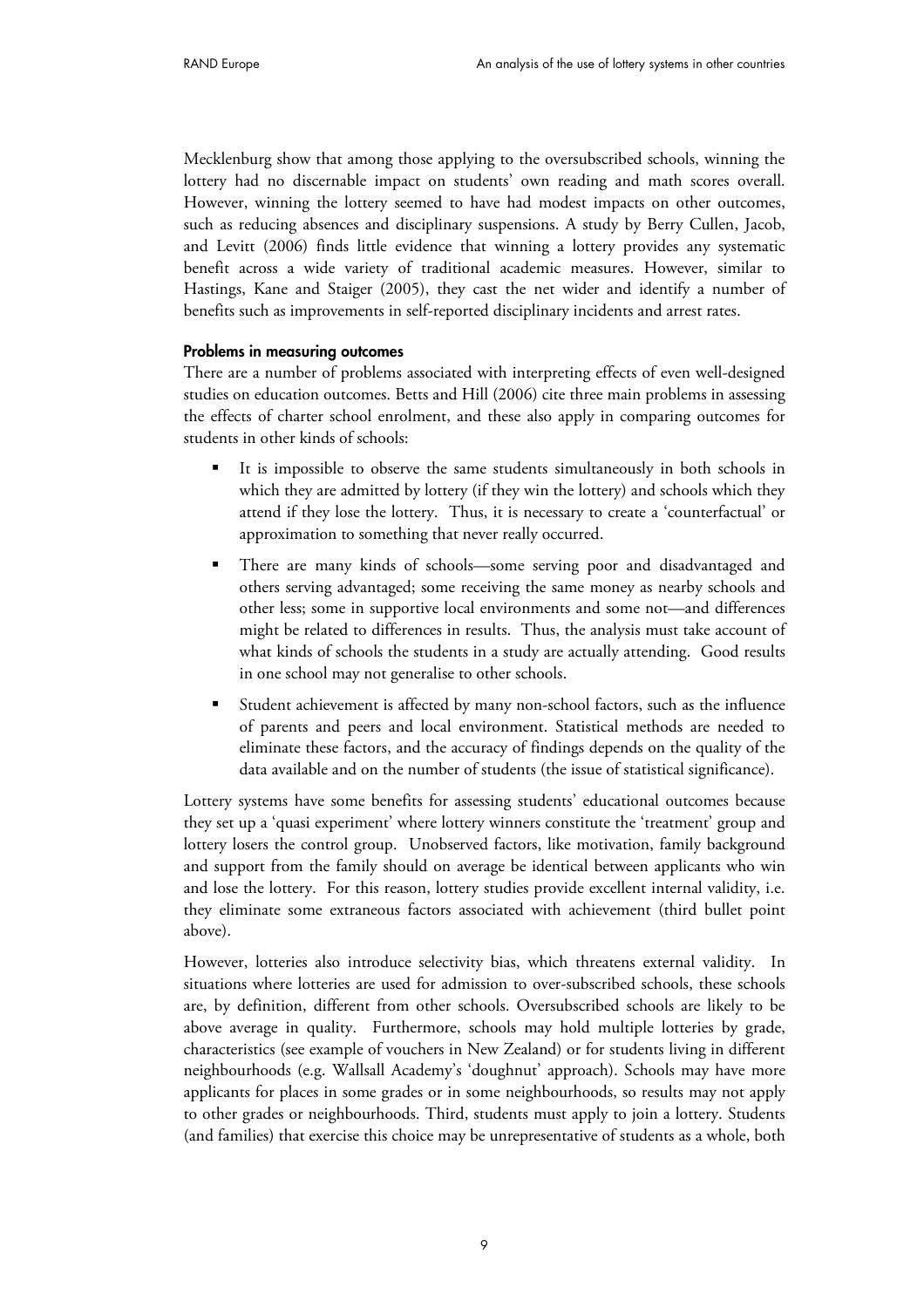Mecklenburg show that among those applying to the oversubscribed schools, winning the lottery had no discernable impact on students' own reading and math scores overall. However, winning the lottery seemed to have had modest impacts on other outcomes, such as reducing absences and disciplinary suspensions. A study by Berry Cullen, Jacob, and Levitt (2006) finds little evidence that winning a lottery provides any systematic benefit across a wide variety of traditional academic measures. However, similar to Hastings, Kane and Staiger (2005), they cast the net wider and identify a number of benefits such as improvements in self-reported disciplinary incidents and arrest rates.

#### Problems in measuring outcomes

There are a number of problems associated with interpreting effects of even well-designed studies on education outcomes. Betts and Hill (2006) cite three main problems in assessing the effects of charter school enrolment, and these also apply in comparing outcomes for students in other kinds of schools:

- It is impossible to observe the same students simultaneously in both schools in which they are admitted by lottery (if they win the lottery) and schools which they attend if they lose the lottery. Thus, it is necessary to create a 'counterfactual' or approximation to something that never really occurred.
- There are many kinds of schools—some serving poor and disadvantaged and others serving advantaged; some receiving the same money as nearby schools and other less; some in supportive local environments and some not—and differences might be related to differences in results. Thus, the analysis must take account of what kinds of schools the students in a study are actually attending. Good results in one school may not generalise to other schools.
- Student achievement is affected by many non-school factors, such as the influence of parents and peers and local environment. Statistical methods are needed to eliminate these factors, and the accuracy of findings depends on the quality of the data available and on the number of students (the issue of statistical significance).

Lottery systems have some benefits for assessing students' educational outcomes because they set up a 'quasi experiment' where lottery winners constitute the 'treatment' group and lottery losers the control group. Unobserved factors, like motivation, family background and support from the family should on average be identical between applicants who win and lose the lottery. For this reason, lottery studies provide excellent internal validity, i.e. they eliminate some extraneous factors associated with achievement (third bullet point above).

However, lotteries also introduce selectivity bias, which threatens external validity. In situations where lotteries are used for admission to over-subscribed schools, these schools are, by definition, different from other schools. Oversubscribed schools are likely to be above average in quality. Furthermore, schools may hold multiple lotteries by grade, characteristics (see example of vouchers in New Zealand) or for students living in different neighbourhoods (e.g. Wallsall Academy's 'doughnut' approach). Schools may have more applicants for places in some grades or in some neighbourhoods, so results may not apply to other grades or neighbourhoods. Third, students must apply to join a lottery. Students (and families) that exercise this choice may be unrepresentative of students as a whole, both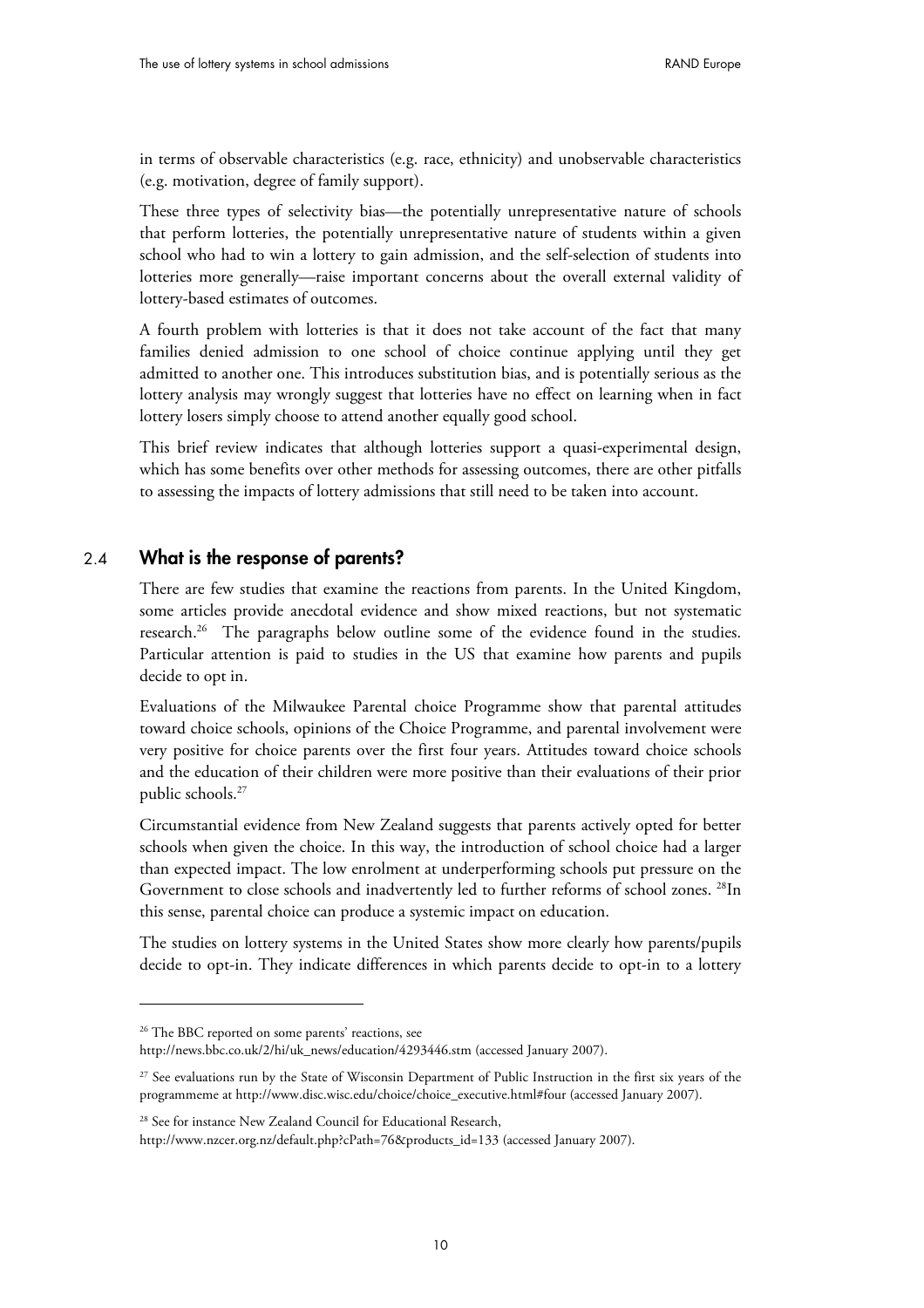in terms of observable characteristics (e.g. race, ethnicity) and unobservable characteristics (e.g. motivation, degree of family support).

These three types of selectivity bias—the potentially unrepresentative nature of schools that perform lotteries, the potentially unrepresentative nature of students within a given school who had to win a lottery to gain admission, and the self-selection of students into lotteries more generally—raise important concerns about the overall external validity of lottery-based estimates of outcomes.

A fourth problem with lotteries is that it does not take account of the fact that many families denied admission to one school of choice continue applying until they get admitted to another one. This introduces substitution bias, and is potentially serious as the lottery analysis may wrongly suggest that lotteries have no effect on learning when in fact lottery losers simply choose to attend another equally good school.

This brief review indicates that although lotteries support a quasi-experimental design, which has some benefits over other methods for assessing outcomes, there are other pitfalls to assessing the impacts of lottery admissions that still need to be taken into account.

## 2.4 What is the response of parents?

There are few studies that examine the reactions from parents. In the United Kingdom, some articles provide anecdotal evidence and show mixed reactions, but not systematic research.[26] The paragraphs below outline some of the evidence found in the studies. Particular attention is paid to studies in the US that examine how parents and pupils decide to opt in.

Evaluations of the Milwaukee Parental choice Programme show that parental attitudes toward choice schools, opinions of the Choice Programme, and parental involvement were very positive for choice parents over the first four years. Attitudes toward choice schools and the education of their children were more positive than their evaluations of their prior public schools.[27]

Circumstantial evidence from New Zealand suggests that parents actively opted for better schools when given the choice. In this way, the introduction of school choice had a larger than expected impact. The low enrolment at underperforming schools put pressure on the Government to close schools and inadvertently led to further reforms of school zones. [28]In this sense, parental choice can produce a systemic impact on education.

The studies on lottery systems in the United States show more clearly how parents/pupils decide to opt-in. They indicate differences in which parents decide to opt-in to a lottery

---

[26] The BBC reported on some parents' reactions, see http://news.bbc.co.uk/2/hi/uk_news/education/4293446.stm (accessed January 2007).

[27] See evaluations run by the State of Wisconsin Department of Public Instruction in the first six years of the programmeme at http://www.disc.wisc.edu/choice/choice_executive.html#four (accessed January 2007).

[28] See for instance New Zealand Council for Educational Research, http://www.nzcer.org.nz/default.php?cPath=76&products_id=133 (accessed January 2007).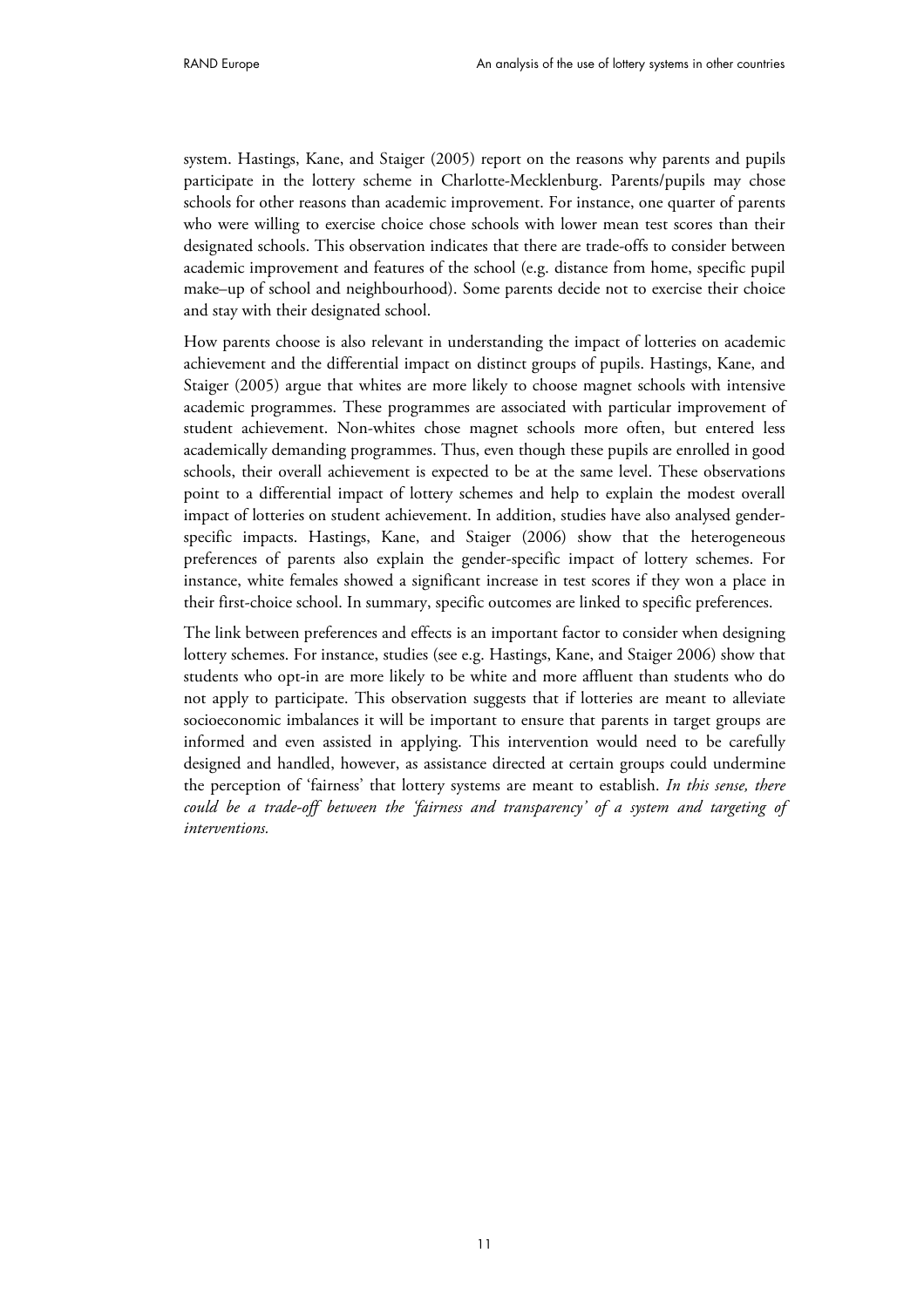system. Hastings, Kane, and Staiger (2005) report on the reasons why parents and pupils participate in the lottery scheme in Charlotte-Mecklenburg. Parents/pupils may chose schools for other reasons than academic improvement. For instance, one quarter of parents who were willing to exercise choice chose schools with lower mean test scores than their designated schools. This observation indicates that there are trade-offs to consider between academic improvement and features of the school (e.g. distance from home, specific pupil make–up of school and neighbourhood). Some parents decide not to exercise their choice and stay with their designated school.

How parents choose is also relevant in understanding the impact of lotteries on academic achievement and the differential impact on distinct groups of pupils. Hastings, Kane, and Staiger (2005) argue that whites are more likely to choose magnet schools with intensive academic programmes. These programmes are associated with particular improvement of student achievement. Non-whites chose magnet schools more often, but entered less academically demanding programmes. Thus, even though these pupils are enrolled in good schools, their overall achievement is expected to be at the same level. These observations point to a differential impact of lottery schemes and help to explain the modest overall impact of lotteries on student achievement. In addition, studies have also analysed gender-specific impacts. Hastings, Kane, and Staiger (2006) show that the heterogeneous preferences of parents also explain the gender-specific impact of lottery schemes. For instance, white females showed a significant increase in test scores if they won a place in their first-choice school. In summary, specific outcomes are linked to specific preferences.

The link between preferences and effects is an important factor to consider when designing lottery schemes. For instance, studies (see e.g. Hastings, Kane, and Staiger 2006) show that students who opt-in are more likely to be white and more affluent than students who do not apply to participate. This observation suggests that if lotteries are meant to alleviate socioeconomic imbalances it will be important to ensure that parents in target groups are informed and even assisted in applying. This intervention would need to be carefully designed and handled, however, as assistance directed at certain groups could undermine the perception of 'fairness' that lottery systems are meant to establish. *In this sense, there could be a trade-off between the 'fairness and transparency' of a system and targeting of interventions.*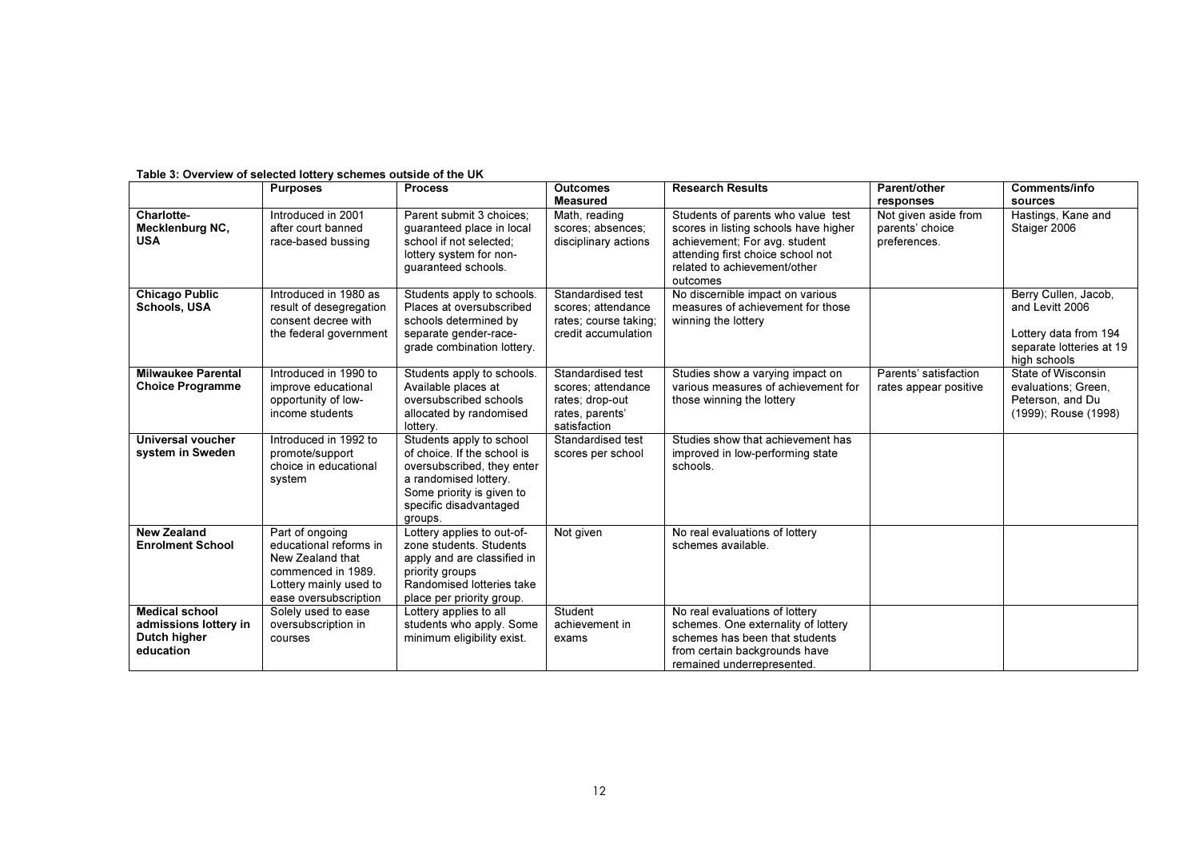**Table 3: Overview of selected lottery schemes outside of the UK**

| | Purposes | Process | Outcomes Measured | Research Results | Parent/other responses | Comments/info sources |
|---|---|---|---|---|---|---|
| **Charlotte-Mecklenburg NC, USA** | Introduced in 2001 after court banned race-based bussing | Parent submit 3 choices; guaranteed place in local school if not selected; lottery system for non-guaranteed schools. | Math, reading scores; absences; disciplinary actions | Students of parents who value test scores in listing schools have higher achievement; For avg. student attending first choice school not related to achievement/other outcomes | Not given aside from parents' choice preferences. | Hastings, Kane and Staiger 2006 |
| **Chicago Public Schools, USA** | Introduced in 1980 as result of desegregation consent decree with the federal government | Students apply to schools. Places at oversubscribed schools determined by separate gender-race-grade combination lottery. | Standardised test scores; attendance rates; course taking; credit accumulation | No discernible impact on various measures of achievement for those winning the lottery | | Berry Cullen, Jacob, and Levitt 2006<br><br>Lottery data from 194 separate lotteries at 19 high schools |
| **Milwaukee Parental Choice Programme** | Introduced in 1990 to improve educational opportunity of low-income students | Students apply to schools. Available places at oversubscribed schools allocated by randomised lottery. | Standardised test scores; attendance rates; drop-out rates, parents' satisfaction | Studies show a varying impact on various measures of achievement for those winning the lottery | Parents' satisfaction rates appear positive | State of Wisconsin evaluations; Green, Peterson, and Du (1999); Rouse (1998) |
| **Universal voucher system in Sweden** | Introduced in 1992 to promote/support choice in educational system | Students apply to school of choice. If the school is oversubscribed, they enter a randomised lottery. Some priority is given to specific disadvantaged groups. | Standardised test scores per school | Studies show that achievement has improved in low-performing state schools. | | |
| **New Zealand Enrolment School** | Part of ongoing educational reforms in New Zealand that commenced in 1989. Lottery mainly used to ease oversubscription | Lottery applies to out-of-zone students. Students apply and are classified in priority groups Randomised lotteries take place per priority group. | Not given | No real evaluations of lottery schemes available. | | |
| **Medical school admissions lottery in Dutch higher education** | Solely used to ease oversubscription in courses | Lottery applies to all students who apply. Some minimum eligibility exist. | Student achievement in exams | No real evaluations of lottery schemes. One externality of lottery schemes has been that students from certain backgrounds have remained underrepresented. | | |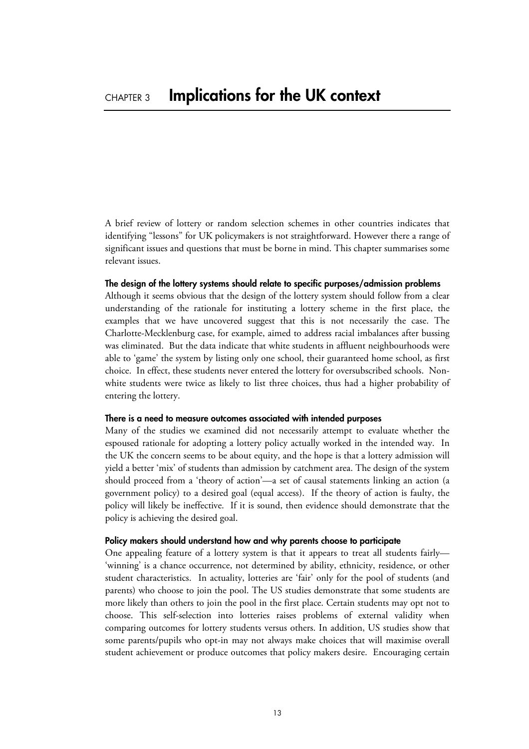# CHAPTER 3 Implications for the UK context

A brief review of lottery or random selection schemes in other countries indicates that identifying "lessons" for UK policymakers is not straightforward. However there a range of significant issues and questions that must be borne in mind. This chapter summarises some relevant issues.

**The design of the lottery systems should relate to specific purposes/admission problems**

Although it seems obvious that the design of the lottery system should follow from a clear understanding of the rationale for instituting a lottery scheme in the first place, the examples that we have uncovered suggest that this is not necessarily the case. The Charlotte-Mecklenburg case, for example, aimed to address racial imbalances after bussing was eliminated. But the data indicate that white students in affluent neighbourhoods were able to 'game' the system by listing only one school, their guaranteed home school, as first choice. In effect, these students never entered the lottery for oversubscribed schools. Non-white students were twice as likely to list three choices, thus had a higher probability of entering the lottery.

**There is a need to measure outcomes associated with intended purposes**

Many of the studies we examined did not necessarily attempt to evaluate whether the espoused rationale for adopting a lottery policy actually worked in the intended way. In the UK the concern seems to be about equity, and the hope is that a lottery admission will yield a better 'mix' of students than admission by catchment area. The design of the system should proceed from a 'theory of action'—a set of causal statements linking an action (a government policy) to a desired goal (equal access). If the theory of action is faulty, the policy will likely be ineffective. If it is sound, then evidence should demonstrate that the policy is achieving the desired goal.

**Policy makers should understand how and why parents choose to participate**

One appealing feature of a lottery system is that it appears to treat all students fairly—'winning' is a chance occurrence, not determined by ability, ethnicity, residence, or other student characteristics. In actuality, lotteries are 'fair' only for the pool of students (and parents) who choose to join the pool. The US studies demonstrate that some students are more likely than others to join the pool in the first place. Certain students may opt not to choose. This self-selection into lotteries raises problems of external validity when comparing outcomes for lottery students versus others. In addition, US studies show that some parents/pupils who opt-in may not always make choices that will maximise overall student achievement or produce outcomes that policy makers desire. Encouraging certain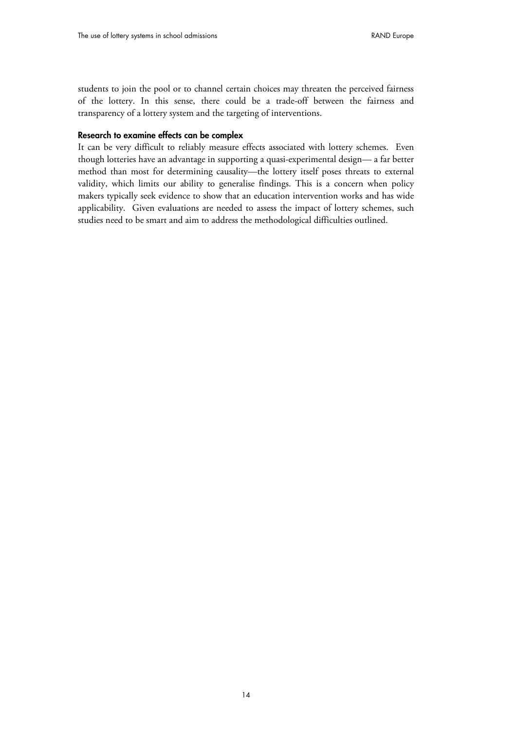students to join the pool or to channel certain choices may threaten the perceived fairness of the lottery. In this sense, there could be a trade-off between the fairness and transparency of a lottery system and the targeting of interventions.

#### Research to examine effects can be complex

It can be very difficult to reliably measure effects associated with lottery schemes. Even though lotteries have an advantage in supporting a quasi-experimental design— a far better method than most for determining causality—the lottery itself poses threats to external validity, which limits our ability to generalise findings. This is a concern when policy makers typically seek evidence to show that an education intervention works and has wide applicability. Given evaluations are needed to assess the impact of lottery schemes, such studies need to be smart and aim to address the methodological difficulties outlined.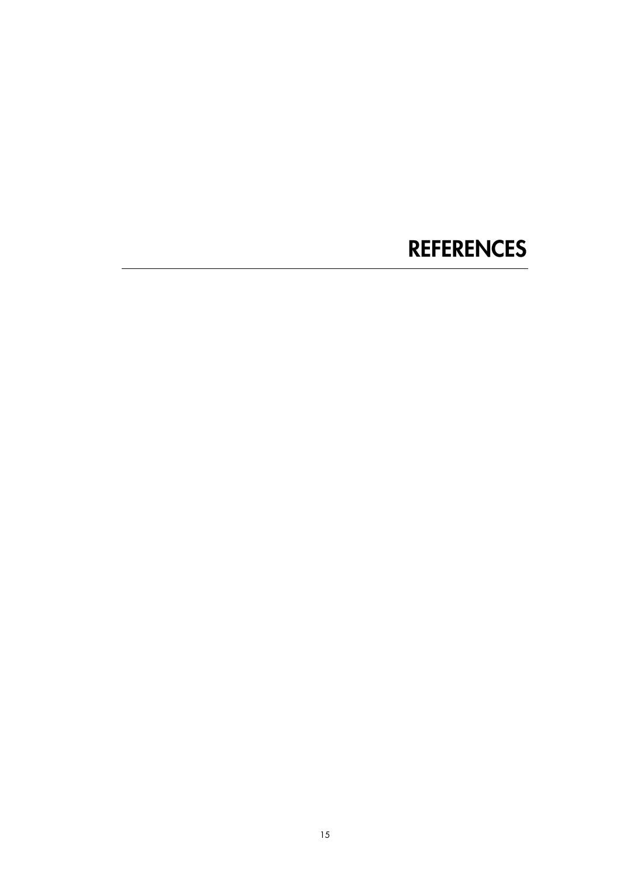# REFERENCES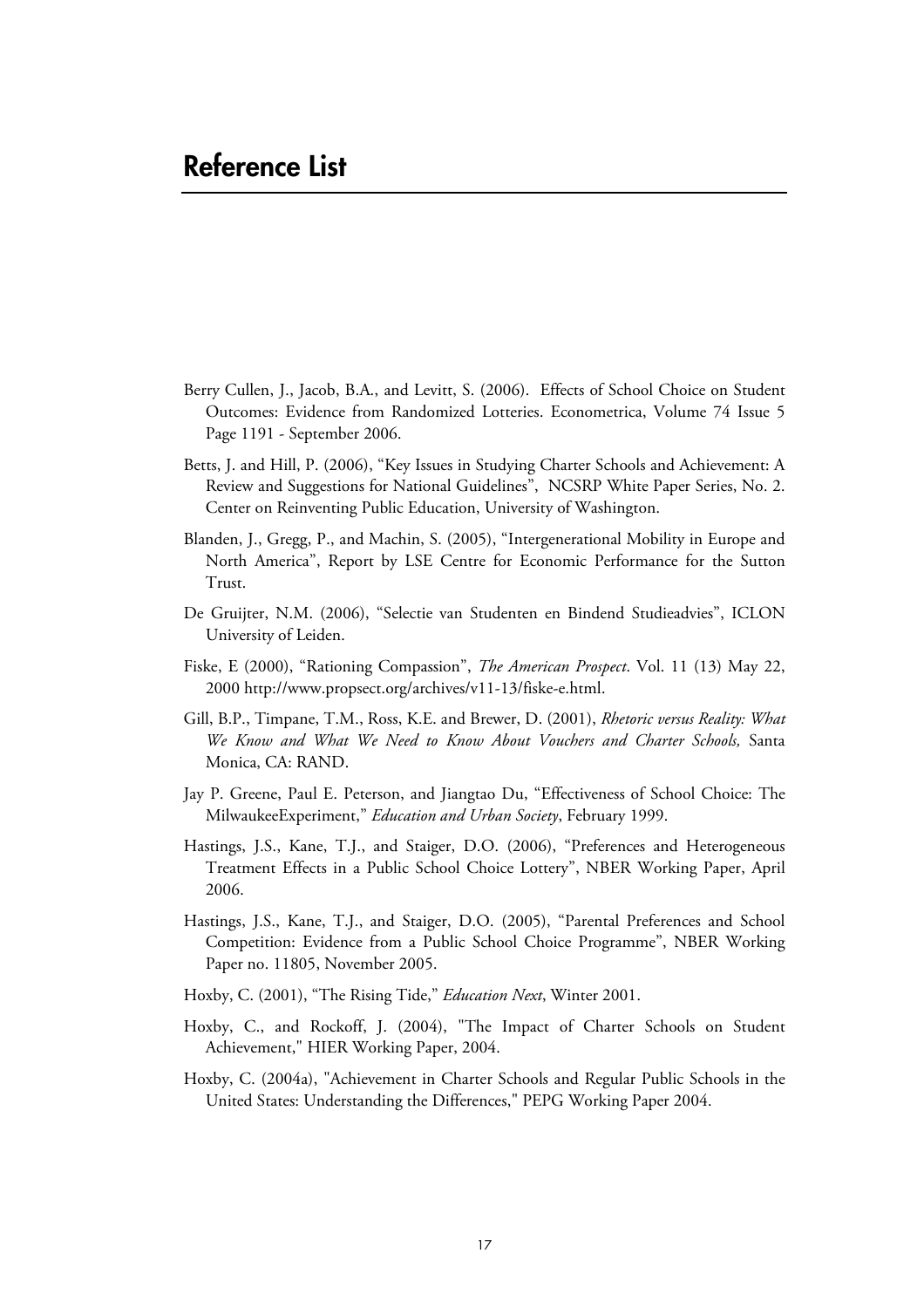# Reference List

Berry Cullen, J., Jacob, B.A., and Levitt, S. (2006). Effects of School Choice on Student Outcomes: Evidence from Randomized Lotteries. Econometrica, Volume 74 Issue 5 Page 1191 - September 2006.

Betts, J. and Hill, P. (2006), "Key Issues in Studying Charter Schools and Achievement: A Review and Suggestions for National Guidelines", NCSRP White Paper Series, No. 2. Center on Reinventing Public Education, University of Washington.

Blanden, J., Gregg, P., and Machin, S. (2005), "Intergenerational Mobility in Europe and North America", Report by LSE Centre for Economic Performance for the Sutton Trust.

De Gruijter, N.M. (2006), "Selectie van Studenten en Bindend Studieadvies", ICLON University of Leiden.

Fiske, E (2000), "Rationing Compassion", *The American Prospect*. Vol. 11 (13) May 22, 2000 http://www.propsect.org/archives/v11-13/fiske-e.html.

Gill, B.P., Timpane, T.M., Ross, K.E. and Brewer, D. (2001), *Rhetoric versus Reality: What We Know and What We Need to Know About Vouchers and Charter Schools,* Santa Monica, CA: RAND.

Jay P. Greene, Paul E. Peterson, and Jiangtao Du, "Effectiveness of School Choice: The MilwaukeeExperiment," *Education and Urban Society*, February 1999.

Hastings, J.S., Kane, T.J., and Staiger, D.O. (2006), "Preferences and Heterogeneous Treatment Effects in a Public School Choice Lottery", NBER Working Paper, April 2006.

Hastings, J.S., Kane, T.J., and Staiger, D.O. (2005), "Parental Preferences and School Competition: Evidence from a Public School Choice Programme", NBER Working Paper no. 11805, November 2005.

Hoxby, C. (2001), "The Rising Tide," *Education Next*, Winter 2001.

Hoxby, C., and Rockoff, J. (2004), "The Impact of Charter Schools on Student Achievement," HIER Working Paper, 2004.

Hoxby, C. (2004a), "Achievement in Charter Schools and Regular Public Schools in the United States: Understanding the Differences," PEPG Working Paper 2004.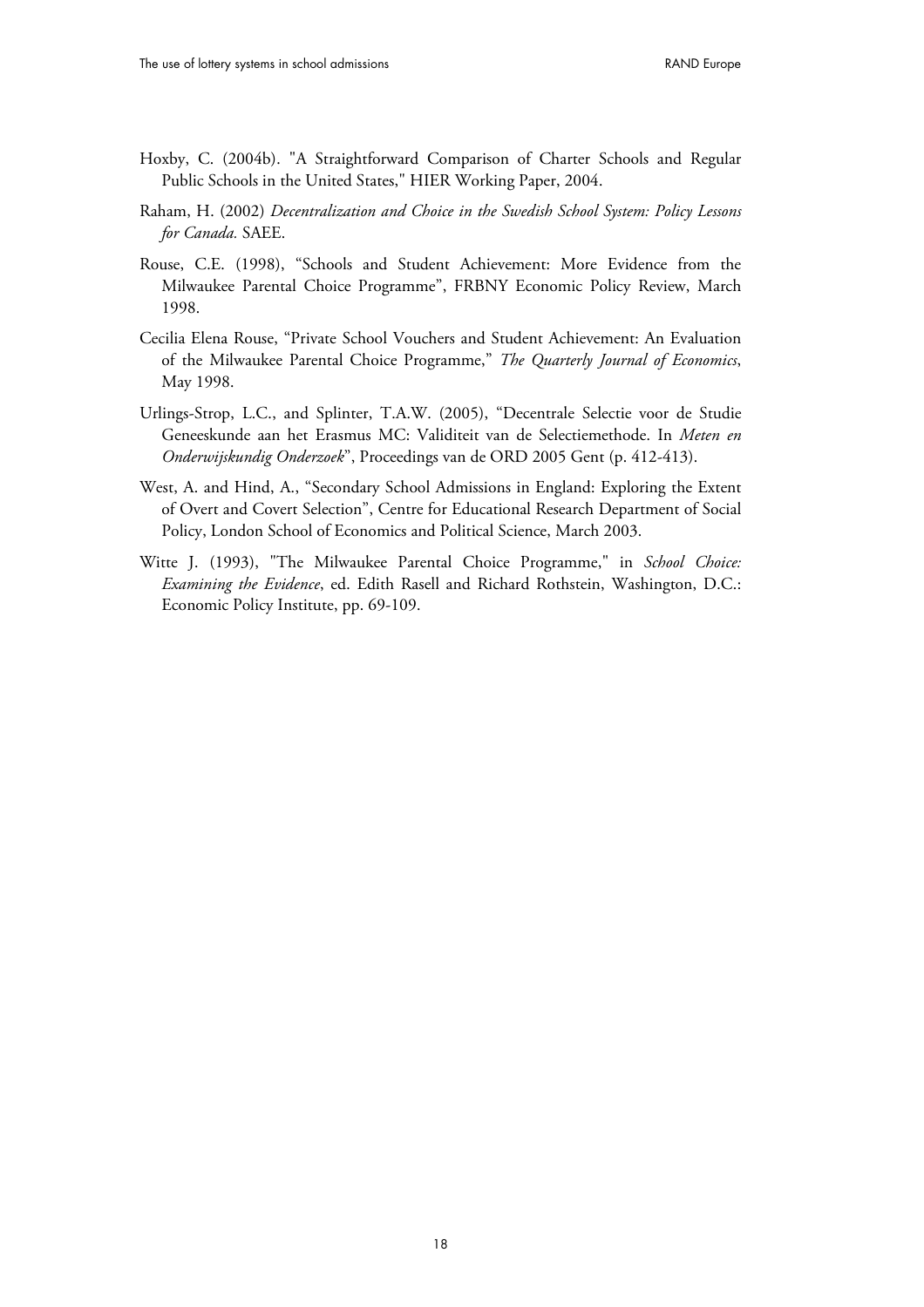Hoxby, C. (2004b). "A Straightforward Comparison of Charter Schools and Regular Public Schools in the United States," HIER Working Paper, 2004.

Raham, H. (2002) *Decentralization and Choice in the Swedish School System: Policy Lessons for Canada.* SAEE.

Rouse, C.E. (1998), "Schools and Student Achievement: More Evidence from the Milwaukee Parental Choice Programme", FRBNY Economic Policy Review, March 1998.

Cecilia Elena Rouse, "Private School Vouchers and Student Achievement: An Evaluation of the Milwaukee Parental Choice Programme," *The Quarterly Journal of Economics*, May 1998.

Urlings-Strop, L.C., and Splinter, T.A.W. (2005), "Decentrale Selectie voor de Studie Geneeskunde aan het Erasmus MC: Validiteit van de Selectiemethode. In *Meten en Onderwijskundig Onderzoek*", Proceedings van de ORD 2005 Gent (p. 412-413).

West, A. and Hind, A., "Secondary School Admissions in England: Exploring the Extent of Overt and Covert Selection", Centre for Educational Research Department of Social Policy, London School of Economics and Political Science, March 2003.

Witte J. (1993), "The Milwaukee Parental Choice Programme," in *School Choice: Examining the Evidence*, ed. Edith Rasell and Richard Rothstein, Washington, D.C.: Economic Policy Institute, pp. 69-109.